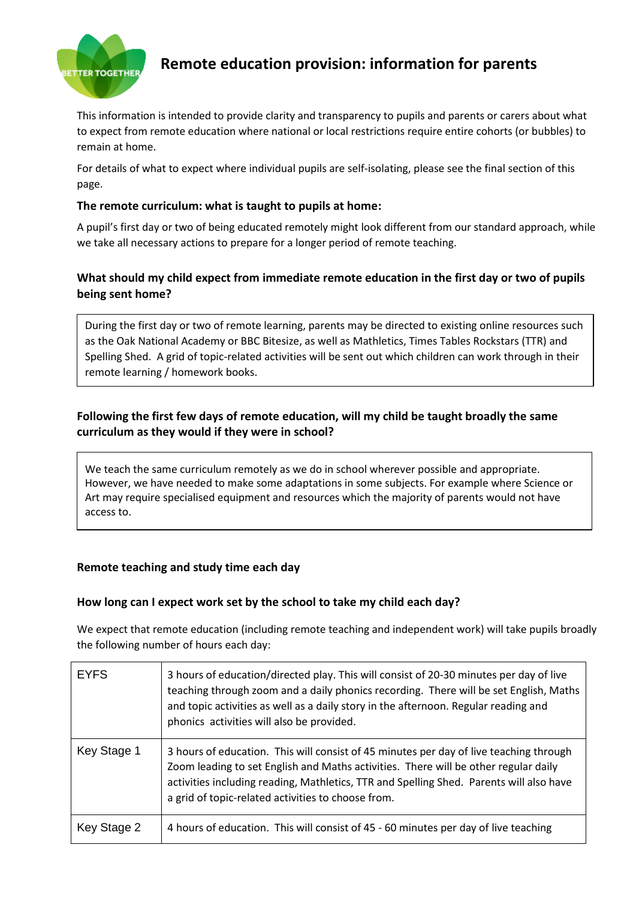# Remote education provision: information for parents

This information is intended to provide clarity and transparency to pupils and parents or carers about what to expect from remote education where national or local restrictions require entire cohorts (or bubbles) to remain at home.

For details of what to expect where individual pupils are self-isolating, please see the final section of this page.

### The remote curriculum: what is taught to pupils at home:

A pupil's first day or two of being educated remotely might look different from our standard approach, while we take all necessary actions to prepare for a longer period of remote teaching.

### What should my child expect from immediate remote education in the first day or two of pupils being sent home?

During the first day or two of remote learning, parents may be directed to existing online resources such as the Oak National Academy or BBC Bitesize, as well as Mathletics, Times Tables Rockstars (TTR) and Spelling Shed. A grid of topic-related activities will be sent out which children can work through in their remote learning / homework books.

### Following the first few days of remote education, will my child be taught broadly the same curriculum as they would if they were in school?

We teach the same curriculum remotely as we do in school wherever possible and appropriate. However, we have needed to make some adaptations in some subjects. For example where Science or Art may require specialised equipment and resources which the majority of parents would not have access to.

### Remote teaching and study time each day

### How long can I expect work set by the school to take my child each day?

We expect that remote education (including remote teaching and independent work) will take pupils broadly the following number of hours each day:

| | |
|---|---|
| EYFS | 3 hours of education/directed play. This will consist of 20-30 minutes per day of live teaching through zoom and a daily phonics recording. There will be set English, Maths and topic activities as well as a daily story in the afternoon. Regular reading and phonics activities will also be provided. |
| Key Stage 1 | 3 hours of education. This will consist of 45 minutes per day of live teaching through Zoom leading to set English and Maths activities. There will be other regular daily activities including reading, Mathletics, TTR and Spelling Shed. Parents will also have a grid of topic-related activities to choose from. |
| Key Stage 2 | 4 hours of education. This will consist of 45 - 60 minutes per day of live teaching |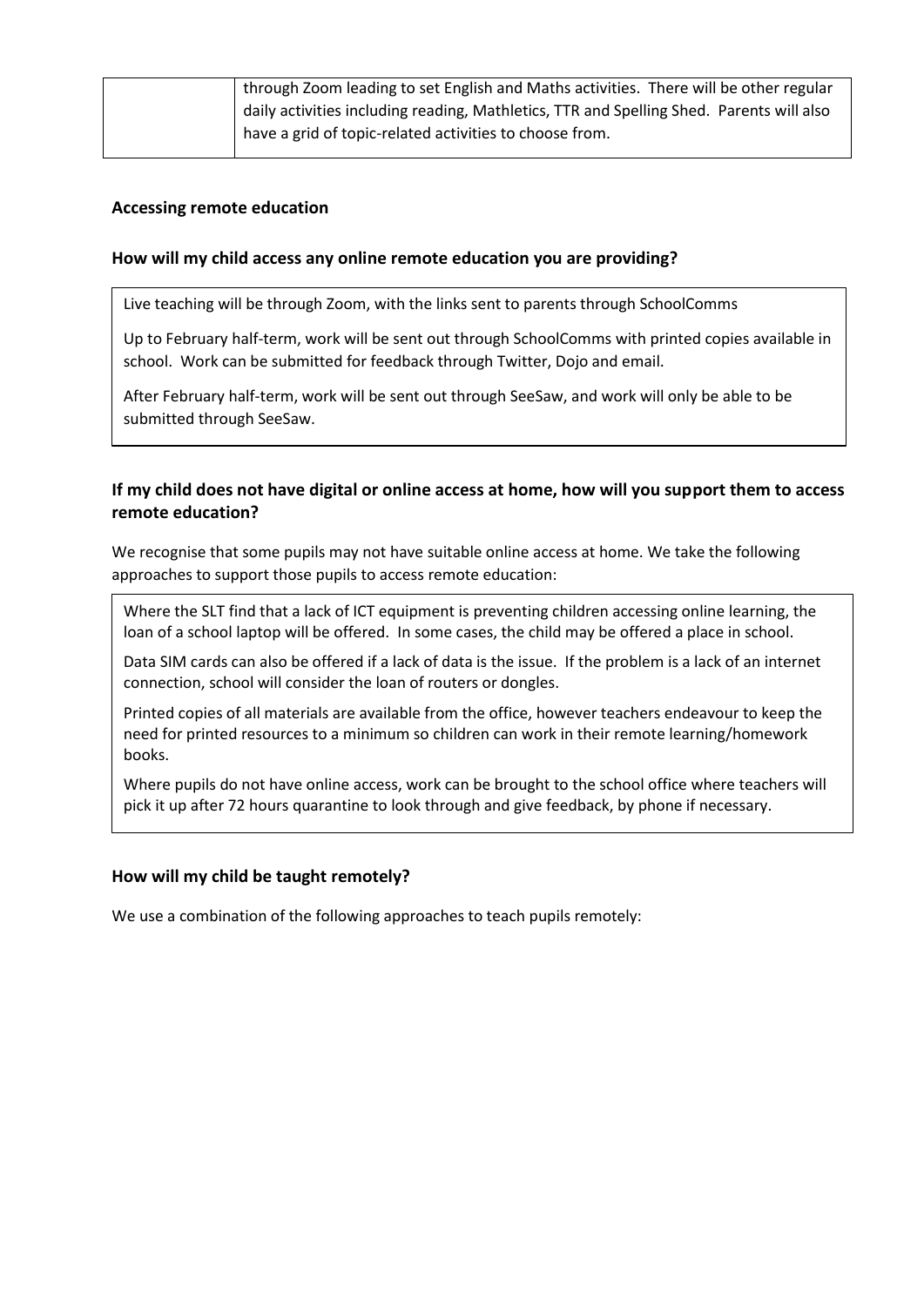| | |
|---|---|
| | through Zoom leading to set English and Maths activities. There will be other regular daily activities including reading, Mathletics, TTR and Spelling Shed. Parents will also have a grid of topic-related activities to choose from. |

**Accessing remote education**

**How will my child access any online remote education you are providing?**

Live teaching will be through Zoom, with the links sent to parents through SchoolComms

Up to February half-term, work will be sent out through SchoolComms with printed copies available in school. Work can be submitted for feedback through Twitter, Dojo and email.

After February half-term, work will be sent out through SeeSaw, and work will only be able to be submitted through SeeSaw.

**If my child does not have digital or online access at home, how will you support them to access remote education?**

We recognise that some pupils may not have suitable online access at home. We take the following approaches to support those pupils to access remote education:

Where the SLT find that a lack of ICT equipment is preventing children accessing online learning, the loan of a school laptop will be offered. In some cases, the child may be offered a place in school.

Data SIM cards can also be offered if a lack of data is the issue. If the problem is a lack of an internet connection, school will consider the loan of routers or dongles.

Printed copies of all materials are available from the office, however teachers endeavour to keep the need for printed resources to a minimum so children can work in their remote learning/homework books.

Where pupils do not have online access, work can be brought to the school office where teachers will pick it up after 72 hours quarantine to look through and give feedback, by phone if necessary.

**How will my child be taught remotely?**

We use a combination of the following approaches to teach pupils remotely: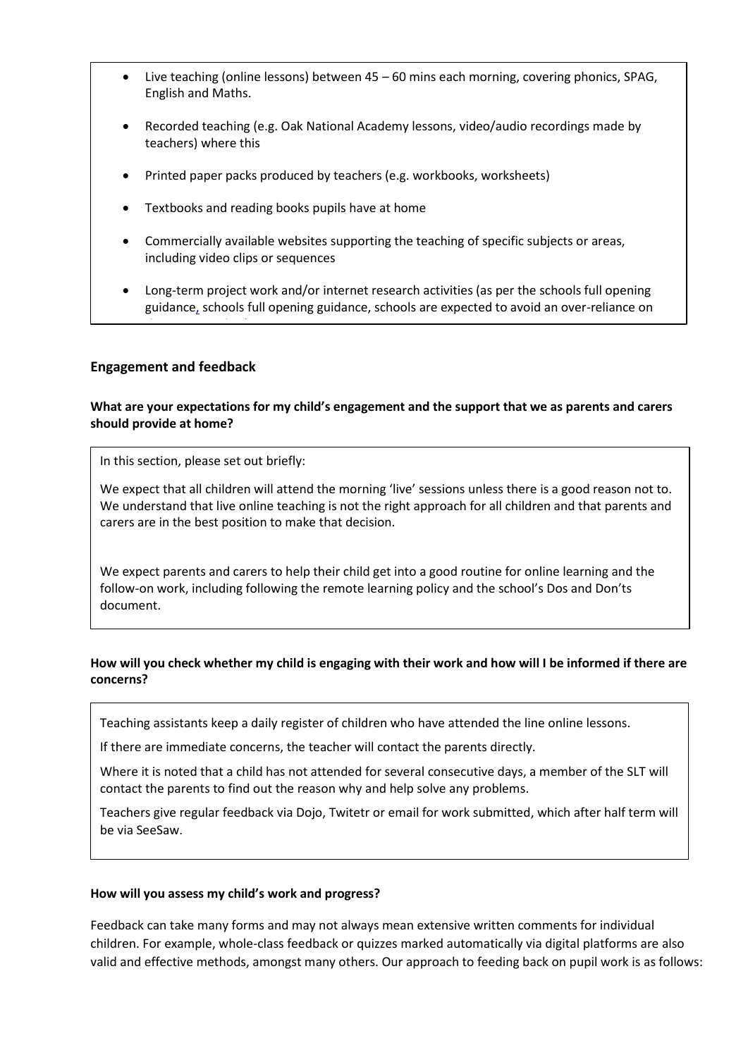- Live teaching (online lessons) between 45 – 60 mins each morning, covering phonics, SPAG, English and Maths.
- Recorded teaching (e.g. Oak National Academy lessons, video/audio recordings made by teachers) where this
- Printed paper packs produced by teachers (e.g. workbooks, worksheets)
- Textbooks and reading books pupils have at home
- Commercially available websites supporting the teaching of specific subjects or areas, including video clips or sequences
- Long-term project work and/or internet research activities (as per the schools full opening guidance, schools full opening guidance, schools are expected to avoid an over-reliance on

## Engagement and feedback

**What are your expectations for my child's engagement and the support that we as parents and carers should provide at home?**

In this section, please set out briefly:

We expect that all children will attend the morning 'live' sessions unless there is a good reason not to. We understand that live online teaching is not the right approach for all children and that parents and carers are in the best position to make that decision.

We expect parents and carers to help their child get into a good routine for online learning and the follow-on work, including following the remote learning policy and the school's Dos and Don'ts document.

**How will you check whether my child is engaging with their work and how will I be informed if there are concerns?**

Teaching assistants keep a daily register of children who have attended the line online lessons.

If there are immediate concerns, the teacher will contact the parents directly.

Where it is noted that a child has not attended for several consecutive days, a member of the SLT will contact the parents to find out the reason why and help solve any problems.

Teachers give regular feedback via Dojo, Twitetr or email for work submitted, which after half term will be via SeeSaw.

**How will you assess my child's work and progress?**

Feedback can take many forms and may not always mean extensive written comments for individual children. For example, whole-class feedback or quizzes marked automatically via digital platforms are also valid and effective methods, amongst many others. Our approach to feeding back on pupil work is as follows: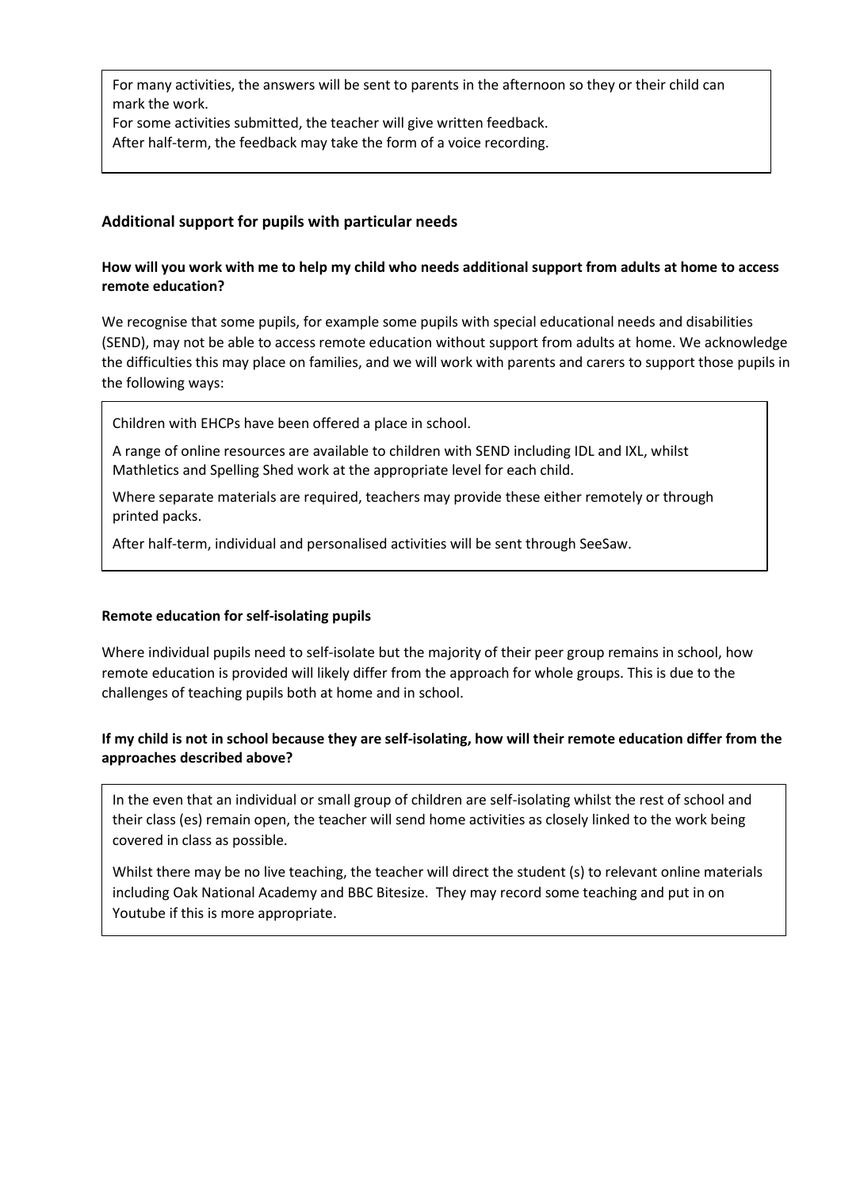For many activities, the answers will be sent to parents in the afternoon so they or their child can mark the work.

For some activities submitted, the teacher will give written feedback.

After half-term, the feedback may take the form of a voice recording.

## Additional support for pupils with particular needs

### How will you work with me to help my child who needs additional support from adults at home to access remote education?

We recognise that some pupils, for example some pupils with special educational needs and disabilities (SEND), may not be able to access remote education without support from adults at home. We acknowledge the difficulties this may place on families, and we will work with parents and carers to support those pupils in the following ways:

Children with EHCPs have been offered a place in school.

A range of online resources are available to children with SEND including IDL and IXL, whilst Mathletics and Spelling Shed work at the appropriate level for each child.

Where separate materials are required, teachers may provide these either remotely or through printed packs.

After half-term, individual and personalised activities will be sent through SeeSaw.

### Remote education for self-isolating pupils

Where individual pupils need to self-isolate but the majority of their peer group remains in school, how remote education is provided will likely differ from the approach for whole groups. This is due to the challenges of teaching pupils both at home and in school.

### If my child is not in school because they are self-isolating, how will their remote education differ from the approaches described above?

In the even that an individual or small group of children are self-isolating whilst the rest of school and their class (es) remain open, the teacher will send home activities as closely linked to the work being covered in class as possible.

Whilst there may be no live teaching, the teacher will direct the student (s) to relevant online materials including Oak National Academy and BBC Bitesize. They may record some teaching and put in on Youtube if this is more appropriate.